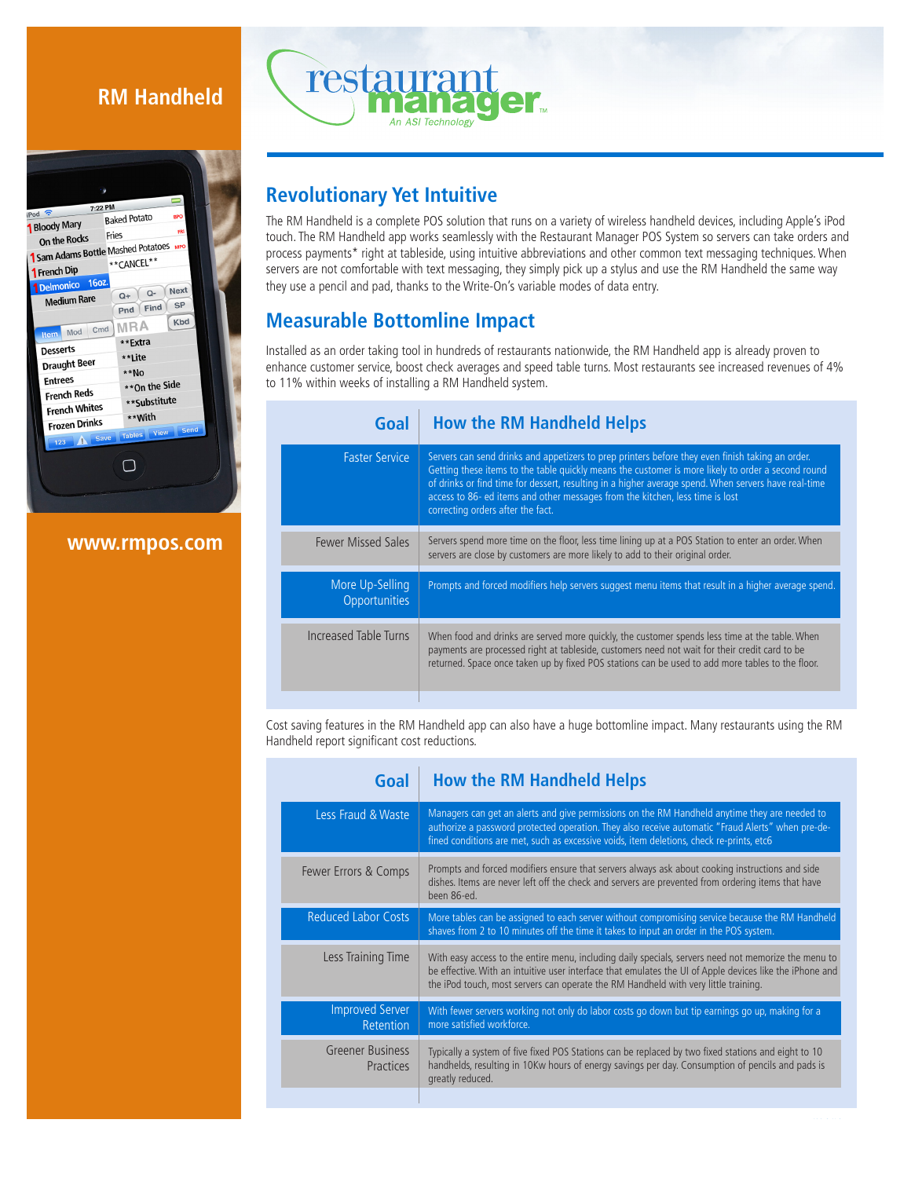# RM Handheld

restaurant manager

An ASI Technology

## Revolutionary Yet Intuitive

The RM Handheld is a complete POS solution that runs on a variety of wireless handheld devices, including Apple's iPod touch. The RM Handheld app works seamlessly with the Restaurant Manager POS System so servers can take orders and process payments* right at tableside, using intuitive abbreviations and other common text messaging techniques. When servers are not comfortable with text messaging, they simply pick up a stylus and use the RM Handheld the same way they use a pencil and pad, thanks to the Write-On's variable modes of data entry.

## Measurable Bottomline Impact

Installed as an order taking tool in hundreds of restaurants nationwide, the RM Handheld app is already proven to enhance customer service, boost check averages and speed table turns. Most restaurants see increased revenues of 4% to 11% within weeks of installing a RM Handheld system.

| Goal | How the RM Handheld Helps |
|---|---|
| Faster Service | Servers can send drinks and appetizers to prep printers before they even finish taking an order. Getting these items to the table quickly means the customer is more likely to order a second round of drinks or find time for dessert, resulting in a higher average spend. When servers have real-time access to 86- ed items and other messages from the kitchen, less time is lost correcting orders after the fact. |
| Fewer Missed Sales | Servers spend more time on the floor, less time lining up at a POS Station to enter an order. When servers are close by customers are more likely to add to their original order. |
| More Up-Selling Opportunities | Prompts and forced modifiers help servers suggest menu items that result in a higher average spend. |
| Increased Table Turns | When food and drinks are served more quickly, the customer spends less time at the table. When payments are processed right at tableside, customers need not wait for their credit card to be returned. Space once taken up by fixed POS stations can be used to add more tables to the floor. |

Cost saving features in the RM Handheld app can also have a huge bottomline impact. Many restaurants using the RM Handheld report significant cost reductions.

| Goal | How the RM Handheld Helps |
|---|---|
| Less Fraud & Waste | Managers can get an alerts and give permissions on the RM Handheld anytime they are needed to authorize a password protected operation. They also receive automatic "Fraud Alerts" when pre-defined conditions are met, such as excessive voids, item deletions, check re-prints, etc6 |
| Fewer Errors & Comps | Prompts and forced modifiers ensure that servers always ask about cooking instructions and side dishes. Items are never left off the check and servers are prevented from ordering items that have been 86-ed. |
| Reduced Labor Costs | More tables can be assigned to each server without compromising service because the RM Handheld shaves from 2 to 10 minutes off the time it takes to input an order in the POS system. |
| Less Training Time | With easy access to the entire menu, including daily specials, servers need not memorize the menu to be effective. With an intuitive user interface that emulates the UI of Apple devices like the iPhone and the iPod touch, most servers can operate the RM Handheld with very little training. |
| Improved Server Retention | With fewer servers working not only do labor costs go down but tip earnings go up, making for a more satisfied workforce. |
| Greener Business Practices | Typically a system of five fixed POS Stations can be replaced by two fixed stations and eight to 10 handhelds, resulting in 10Kw hours of energy savings per day. Consumption of pencils and pads is greatly reduced. |

www.rmpos.com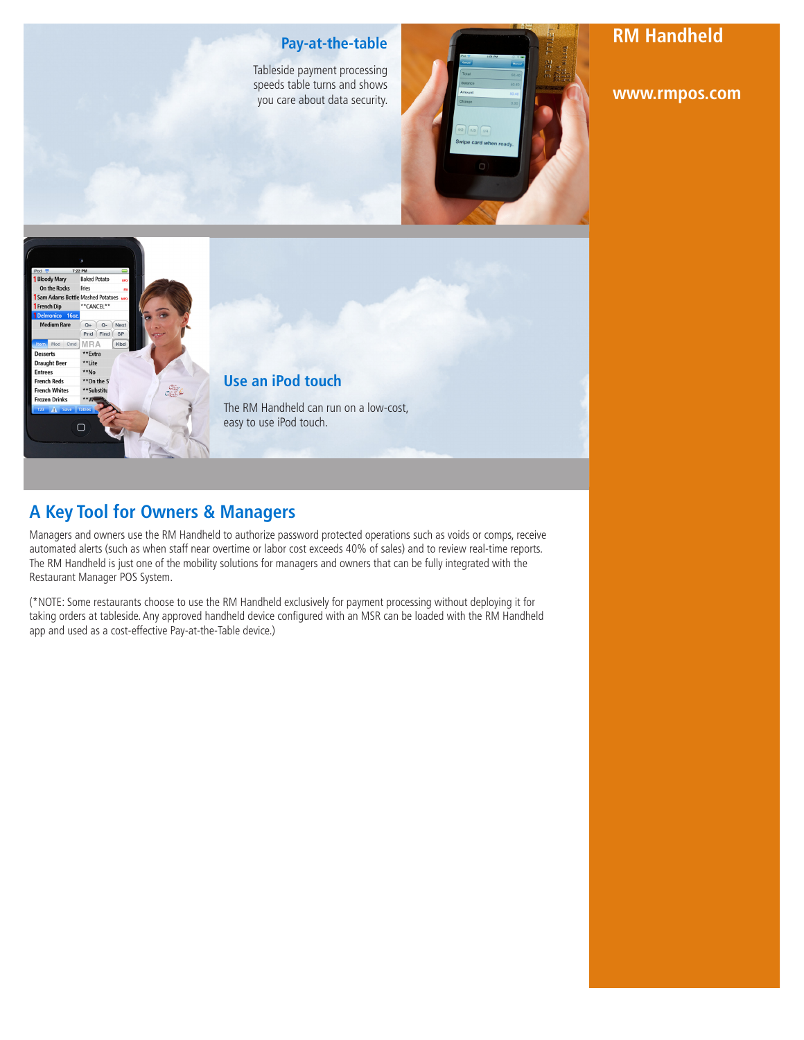## Pay-at-the-table

Tableside payment processing speeds table turns and shows you care about data security.

# RM Handheld

**www.rmpos.com**

## Use an iPod touch

The RM Handheld can run on a low-cost, easy to use iPod touch.

## A Key Tool for Owners & Managers

Managers and owners use the RM Handheld to authorize password protected operations such as voids or comps, receive automated alerts (such as when staff near overtime or labor cost exceeds 40% of sales) and to review real-time reports. The RM Handheld is just one of the mobility solutions for managers and owners that can be fully integrated with the Restaurant Manager POS System.

(*NOTE: Some restaurants choose to use the RM Handheld exclusively for payment processing without deploying it for taking orders at tableside. Any approved handheld device configured with an MSR can be loaded with the RM Handheld app and used as a cost-effective Pay-at-the-Table device.)